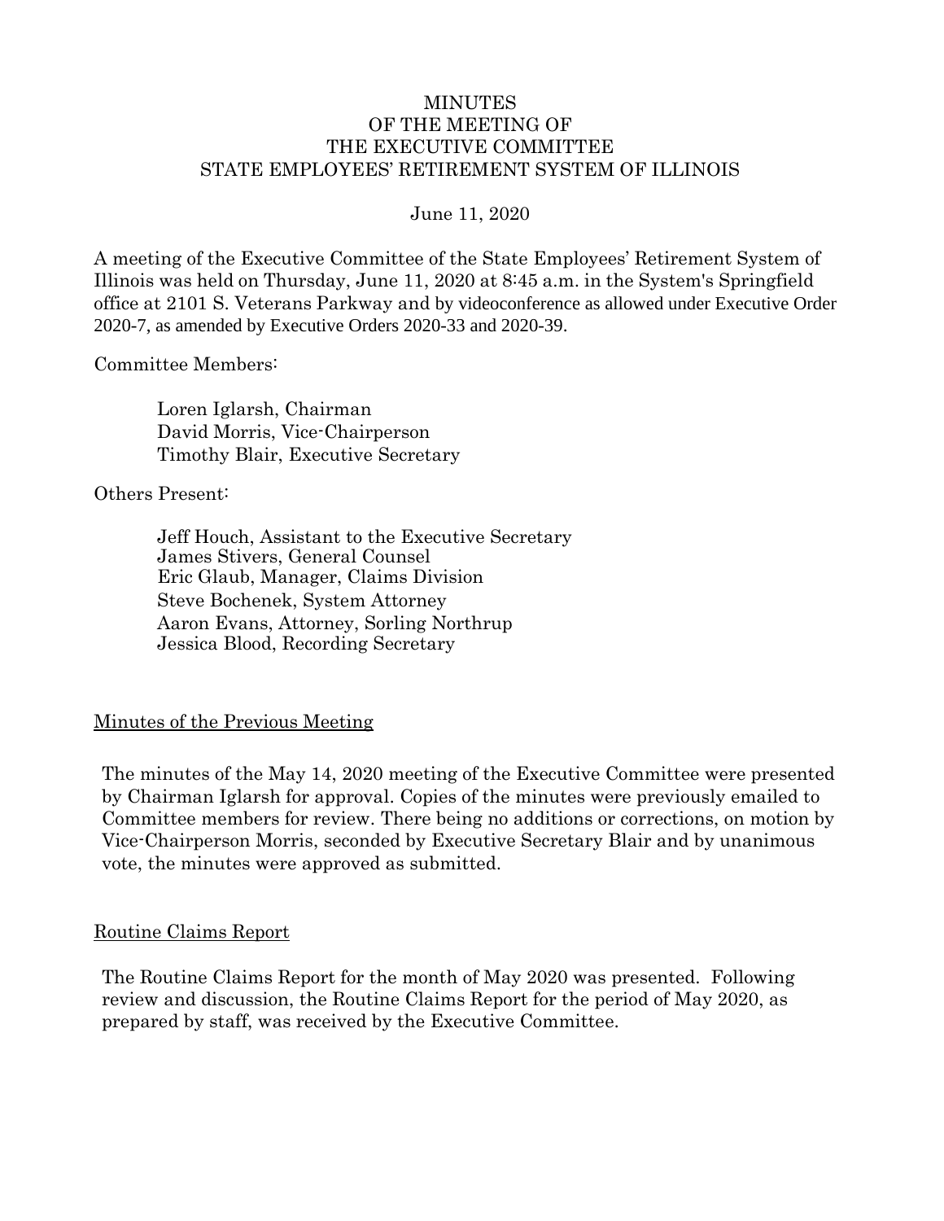# MINUTES
# OF THE MEETING OF
# THE EXECUTIVE COMMITTEE
# STATE EMPLOYEES' RETIREMENT SYSTEM OF ILLINOIS

June 11, 2020

A meeting of the Executive Committee of the State Employees' Retirement System of Illinois was held on Thursday, June 11, 2020 at 8:45 a.m. in the System's Springfield office at 2101 S. Veterans Parkway and by videoconference as allowed under Executive Order 2020-7, as amended by Executive Orders 2020-33 and 2020-39.

Committee Members:

Loren Iglarsh, Chairman
David Morris, Vice-Chairperson
Timothy Blair, Executive Secretary

Others Present:

Jeff Houch, Assistant to the Executive Secretary
James Stivers, General Counsel
Eric Glaub, Manager, Claims Division
Steve Bochenek, System Attorney
Aaron Evans, Attorney, Sorling Northrup
Jessica Blood, Recording Secretary

## Minutes of the Previous Meeting

The minutes of the May 14, 2020 meeting of the Executive Committee were presented by Chairman Iglarsh for approval. Copies of the minutes were previously emailed to Committee members for review. There being no additions or corrections, on motion by Vice-Chairperson Morris, seconded by Executive Secretary Blair and by unanimous vote, the minutes were approved as submitted.

## Routine Claims Report

The Routine Claims Report for the month of May 2020 was presented. Following review and discussion, the Routine Claims Report for the period of May 2020, as prepared by staff, was received by the Executive Committee.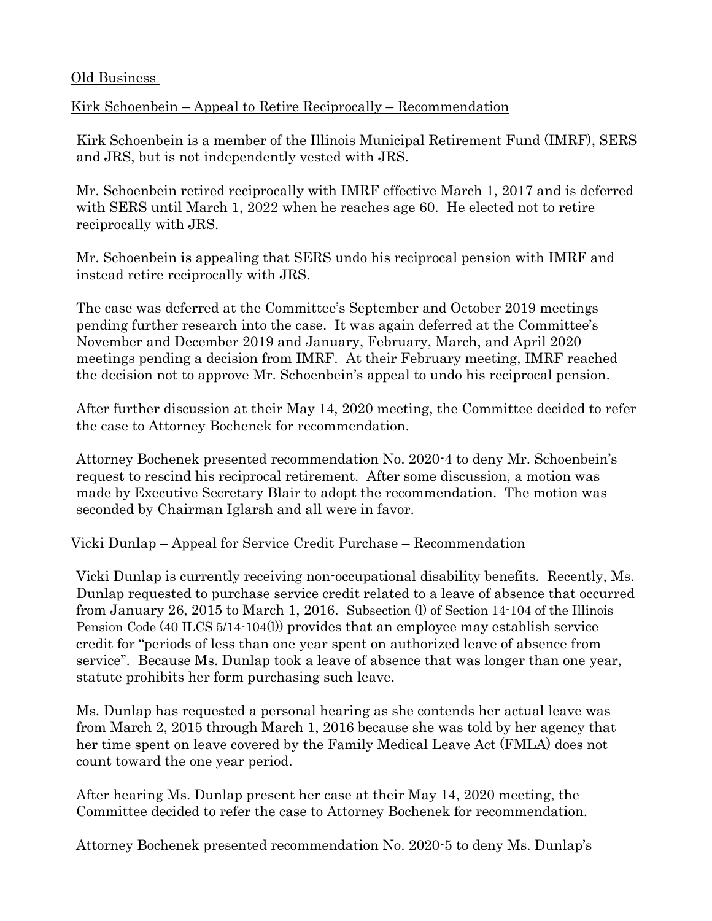Old Business

Kirk Schoenbein – Appeal to Retire Reciprocally – Recommendation

Kirk Schoenbein is a member of the Illinois Municipal Retirement Fund (IMRF), SERS and JRS, but is not independently vested with JRS.

Mr. Schoenbein retired reciprocally with IMRF effective March 1, 2017 and is deferred with SERS until March 1, 2022 when he reaches age 60. He elected not to retire reciprocally with JRS.

Mr. Schoenbein is appealing that SERS undo his reciprocal pension with IMRF and instead retire reciprocally with JRS.

The case was deferred at the Committee's September and October 2019 meetings pending further research into the case. It was again deferred at the Committee's November and December 2019 and January, February, March, and April 2020 meetings pending a decision from IMRF. At their February meeting, IMRF reached the decision not to approve Mr. Schoenbein's appeal to undo his reciprocal pension.

After further discussion at their May 14, 2020 meeting, the Committee decided to refer the case to Attorney Bochenek for recommendation.

Attorney Bochenek presented recommendation No. 2020-4 to deny Mr. Schoenbein's request to rescind his reciprocal retirement. After some discussion, a motion was made by Executive Secretary Blair to adopt the recommendation. The motion was seconded by Chairman Iglarsh and all were in favor.

Vicki Dunlap – Appeal for Service Credit Purchase – Recommendation

Vicki Dunlap is currently receiving non-occupational disability benefits. Recently, Ms. Dunlap requested to purchase service credit related to a leave of absence that occurred from January 26, 2015 to March 1, 2016. Subsection (l) of Section 14-104 of the Illinois Pension Code (40 ILCS 5/14-104(l)) provides that an employee may establish service credit for "periods of less than one year spent on authorized leave of absence from service". Because Ms. Dunlap took a leave of absence that was longer than one year, statute prohibits her form purchasing such leave.

Ms. Dunlap has requested a personal hearing as she contends her actual leave was from March 2, 2015 through March 1, 2016 because she was told by her agency that her time spent on leave covered by the Family Medical Leave Act (FMLA) does not count toward the one year period.

After hearing Ms. Dunlap present her case at their May 14, 2020 meeting, the Committee decided to refer the case to Attorney Bochenek for recommendation.

Attorney Bochenek presented recommendation No. 2020-5 to deny Ms. Dunlap's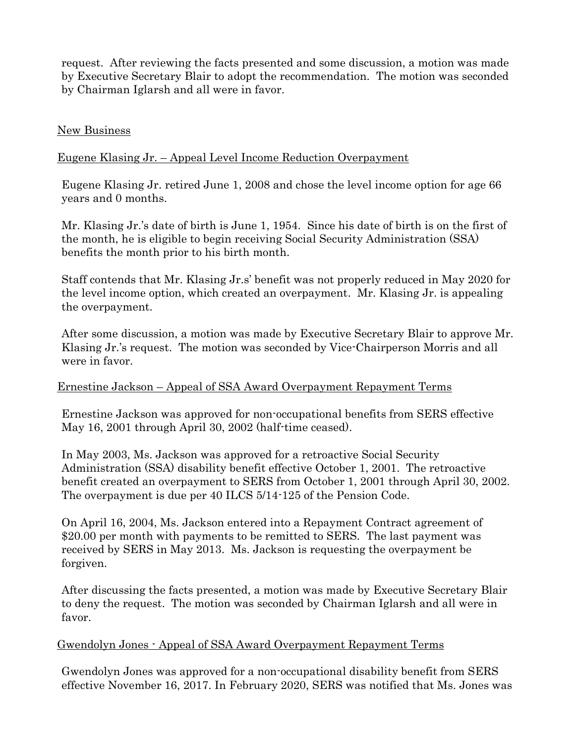request. After reviewing the facts presented and some discussion, a motion was made by Executive Secretary Blair to adopt the recommendation. The motion was seconded by Chairman Iglarsh and all were in favor.

## New Business

### Eugene Klasing Jr. – Appeal Level Income Reduction Overpayment

Eugene Klasing Jr. retired June 1, 2008 and chose the level income option for age 66 years and 0 months.

Mr. Klasing Jr.'s date of birth is June 1, 1954. Since his date of birth is on the first of the month, he is eligible to begin receiving Social Security Administration (SSA) benefits the month prior to his birth month.

Staff contends that Mr. Klasing Jr.s' benefit was not properly reduced in May 2020 for the level income option, which created an overpayment. Mr. Klasing Jr. is appealing the overpayment.

After some discussion, a motion was made by Executive Secretary Blair to approve Mr. Klasing Jr.'s request. The motion was seconded by Vice-Chairperson Morris and all were in favor.

### Ernestine Jackson – Appeal of SSA Award Overpayment Repayment Terms

Ernestine Jackson was approved for non-occupational benefits from SERS effective May 16, 2001 through April 30, 2002 (half-time ceased).

In May 2003, Ms. Jackson was approved for a retroactive Social Security Administration (SSA) disability benefit effective October 1, 2001. The retroactive benefit created an overpayment to SERS from October 1, 2001 through April 30, 2002. The overpayment is due per 40 ILCS 5/14-125 of the Pension Code.

On April 16, 2004, Ms. Jackson entered into a Repayment Contract agreement of $20.00 per month with payments to be remitted to SERS. The last payment was received by SERS in May 2013. Ms. Jackson is requesting the overpayment be forgiven.

After discussing the facts presented, a motion was made by Executive Secretary Blair to deny the request. The motion was seconded by Chairman Iglarsh and all were in favor.

### Gwendolyn Jones - Appeal of SSA Award Overpayment Repayment Terms

Gwendolyn Jones was approved for a non-occupational disability benefit from SERS effective November 16, 2017. In February 2020, SERS was notified that Ms. Jones was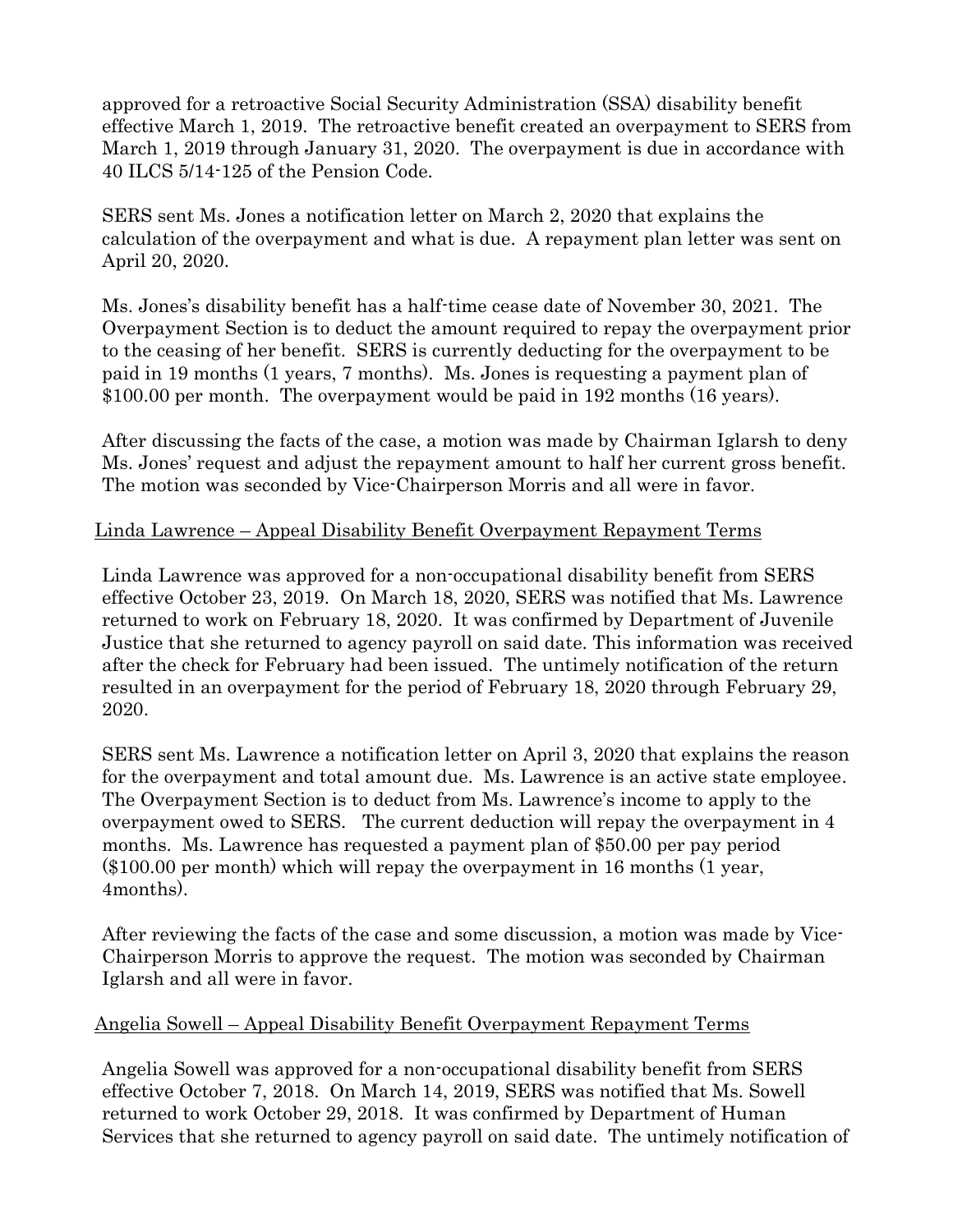approved for a retroactive Social Security Administration (SSA) disability benefit effective March 1, 2019. The retroactive benefit created an overpayment to SERS from March 1, 2019 through January 31, 2020. The overpayment is due in accordance with 40 ILCS 5/14-125 of the Pension Code.

SERS sent Ms. Jones a notification letter on March 2, 2020 that explains the calculation of the overpayment and what is due. A repayment plan letter was sent on April 20, 2020.

Ms. Jones's disability benefit has a half-time cease date of November 30, 2021. The Overpayment Section is to deduct the amount required to repay the overpayment prior to the ceasing of her benefit. SERS is currently deducting for the overpayment to be paid in 19 months (1 years, 7 months). Ms. Jones is requesting a payment plan of $100.00 per month. The overpayment would be paid in 192 months (16 years).

After discussing the facts of the case, a motion was made by Chairman Iglarsh to deny Ms. Jones' request and adjust the repayment amount to half her current gross benefit. The motion was seconded by Vice-Chairperson Morris and all were in favor.

Linda Lawrence – Appeal Disability Benefit Overpayment Repayment Terms

Linda Lawrence was approved for a non-occupational disability benefit from SERS effective October 23, 2019. On March 18, 2020, SERS was notified that Ms. Lawrence returned to work on February 18, 2020. It was confirmed by Department of Juvenile Justice that she returned to agency payroll on said date. This information was received after the check for February had been issued. The untimely notification of the return resulted in an overpayment for the period of February 18, 2020 through February 29, 2020.

SERS sent Ms. Lawrence a notification letter on April 3, 2020 that explains the reason for the overpayment and total amount due. Ms. Lawrence is an active state employee. The Overpayment Section is to deduct from Ms. Lawrence's income to apply to the overpayment owed to SERS. The current deduction will repay the overpayment in 4 months. Ms. Lawrence has requested a payment plan of $50.00 per pay period ($100.00 per month) which will repay the overpayment in 16 months (1 year, 4months).

After reviewing the facts of the case and some discussion, a motion was made by Vice-Chairperson Morris to approve the request. The motion was seconded by Chairman Iglarsh and all were in favor.

Angelia Sowell – Appeal Disability Benefit Overpayment Repayment Terms

Angelia Sowell was approved for a non-occupational disability benefit from SERS effective October 7, 2018. On March 14, 2019, SERS was notified that Ms. Sowell returned to work October 29, 2018. It was confirmed by Department of Human Services that she returned to agency payroll on said date. The untimely notification of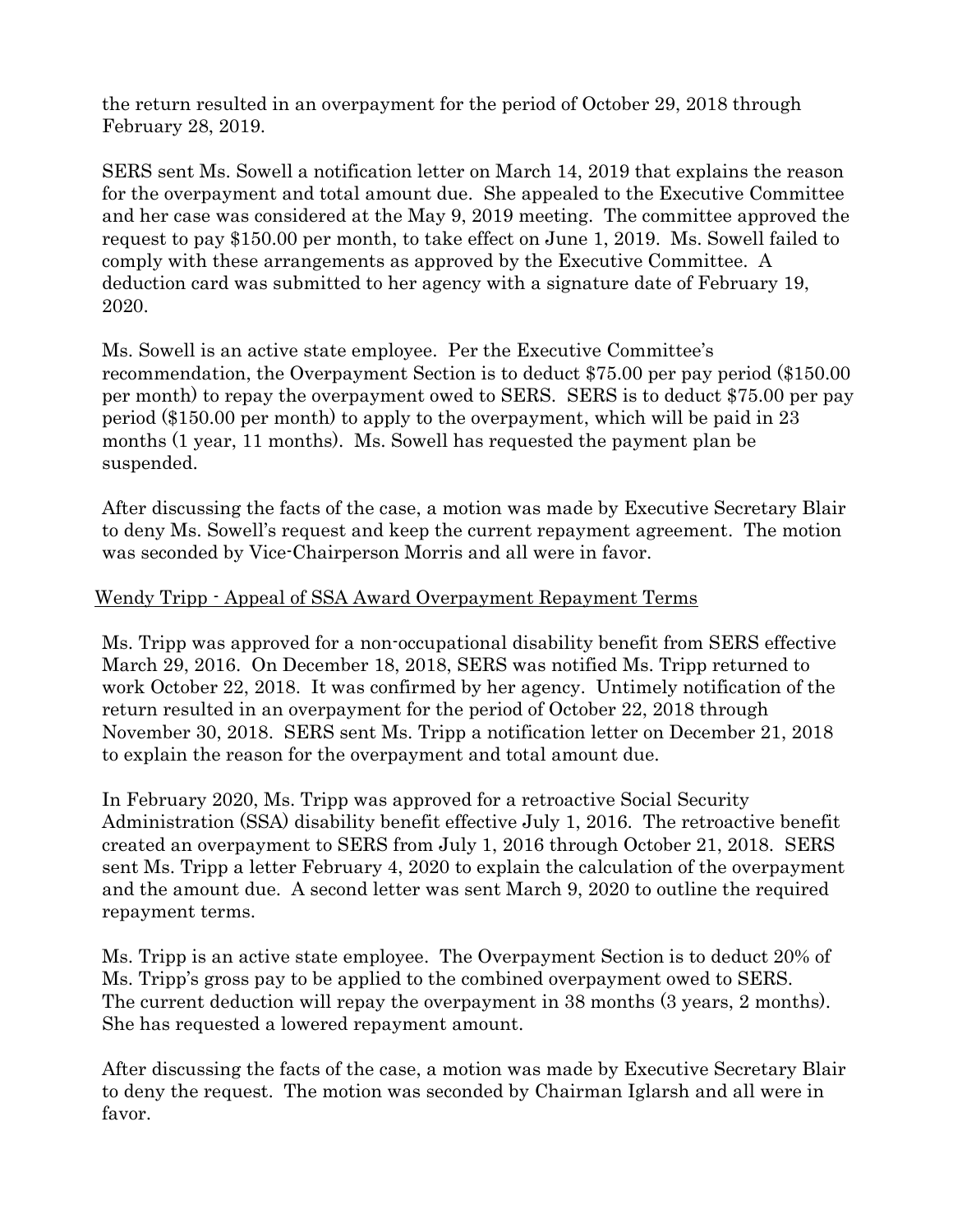the return resulted in an overpayment for the period of October 29, 2018 through February 28, 2019.

SERS sent Ms. Sowell a notification letter on March 14, 2019 that explains the reason for the overpayment and total amount due. She appealed to the Executive Committee and her case was considered at the May 9, 2019 meeting. The committee approved the request to pay $150.00 per month, to take effect on June 1, 2019. Ms. Sowell failed to comply with these arrangements as approved by the Executive Committee. A deduction card was submitted to her agency with a signature date of February 19, 2020.

Ms. Sowell is an active state employee. Per the Executive Committee's recommendation, the Overpayment Section is to deduct $75.00 per pay period ($150.00 per month) to repay the overpayment owed to SERS. SERS is to deduct $75.00 per pay period ($150.00 per month) to apply to the overpayment, which will be paid in 23 months (1 year, 11 months). Ms. Sowell has requested the payment plan be suspended.

After discussing the facts of the case, a motion was made by Executive Secretary Blair to deny Ms. Sowell's request and keep the current repayment agreement. The motion was seconded by Vice-Chairperson Morris and all were in favor.

<u>Wendy Tripp - Appeal of SSA Award Overpayment Repayment Terms</u>

Ms. Tripp was approved for a non-occupational disability benefit from SERS effective March 29, 2016. On December 18, 2018, SERS was notified Ms. Tripp returned to work October 22, 2018. It was confirmed by her agency. Untimely notification of the return resulted in an overpayment for the period of October 22, 2018 through November 30, 2018. SERS sent Ms. Tripp a notification letter on December 21, 2018 to explain the reason for the overpayment and total amount due.

In February 2020, Ms. Tripp was approved for a retroactive Social Security Administration (SSA) disability benefit effective July 1, 2016. The retroactive benefit created an overpayment to SERS from July 1, 2016 through October 21, 2018. SERS sent Ms. Tripp a letter February 4, 2020 to explain the calculation of the overpayment and the amount due. A second letter was sent March 9, 2020 to outline the required repayment terms.

Ms. Tripp is an active state employee. The Overpayment Section is to deduct 20% of Ms. Tripp's gross pay to be applied to the combined overpayment owed to SERS. The current deduction will repay the overpayment in 38 months (3 years, 2 months). She has requested a lowered repayment amount.

After discussing the facts of the case, a motion was made by Executive Secretary Blair to deny the request. The motion was seconded by Chairman Iglarsh and all were in favor.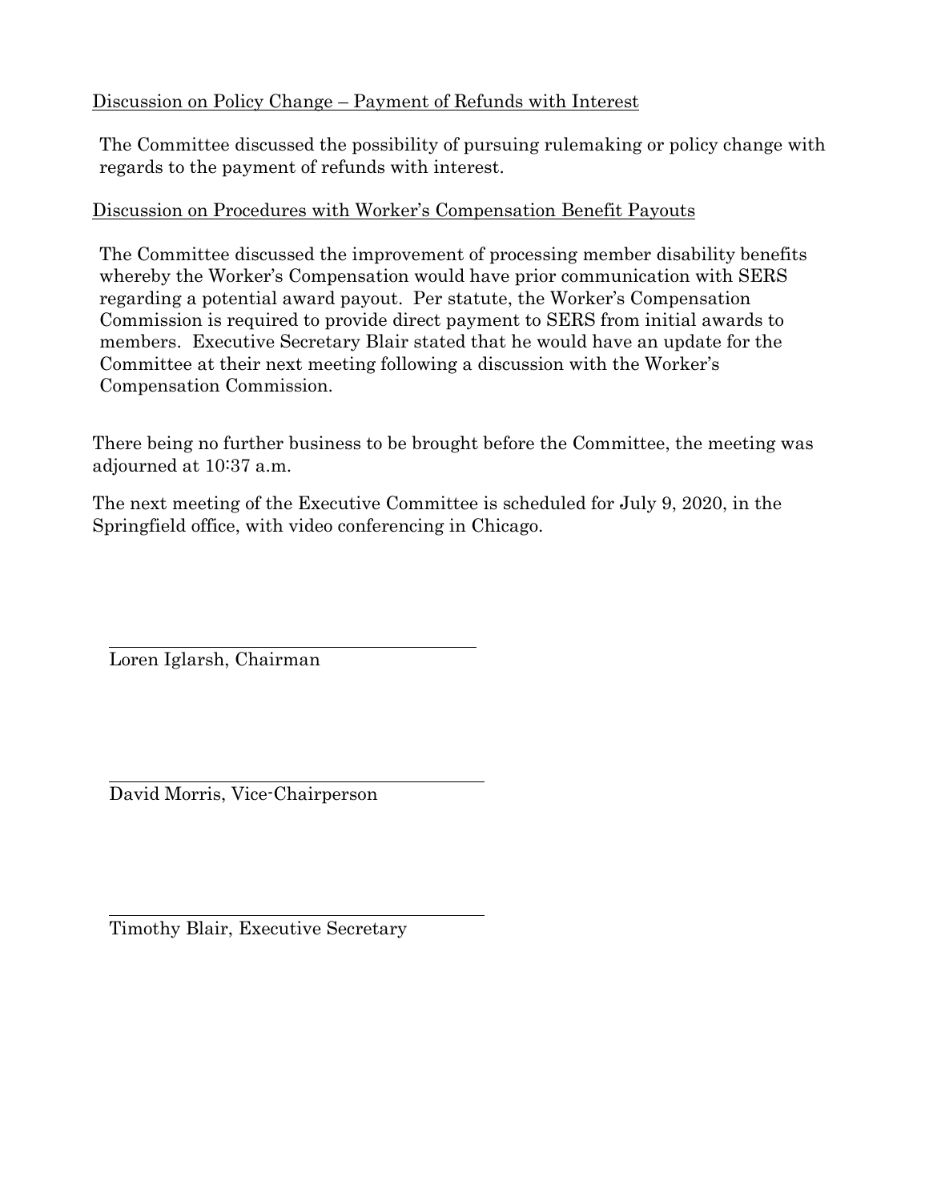<u>Discussion on Policy Change – Payment of Refunds with Interest</u>

The Committee discussed the possibility of pursuing rulemaking or policy change with regards to the payment of refunds with interest.

<u>Discussion on Procedures with Worker's Compensation Benefit Payouts</u>

The Committee discussed the improvement of processing member disability benefits whereby the Worker's Compensation would have prior communication with SERS regarding a potential award payout. Per statute, the Worker's Compensation Commission is required to provide direct payment to SERS from initial awards to members. Executive Secretary Blair stated that he would have an update for the Committee at their next meeting following a discussion with the Worker's Compensation Commission.

There being no further business to be brought before the Committee, the meeting was adjourned at 10:37 a.m.

The next meeting of the Executive Committee is scheduled for July 9, 2020, in the Springfield office, with video conferencing in Chicago.

\_\_\_\_\_\_\_\_\_\_\_\_\_\_\_\_\_\_\_\_\_\_\_\_\_\_\_\_\_\_\_\_\_\_\_\_\_\_\_\_
Loren Iglarsh, Chairman

\_\_\_\_\_\_\_\_\_\_\_\_\_\_\_\_\_\_\_\_\_\_\_\_\_\_\_\_\_\_\_\_\_\_\_\_\_\_\_\_
David Morris, Vice-Chairperson

\_\_\_\_\_\_\_\_\_\_\_\_\_\_\_\_\_\_\_\_\_\_\_\_\_\_\_\_\_\_\_\_\_\_\_\_\_\_\_\_
Timothy Blair, Executive Secretary